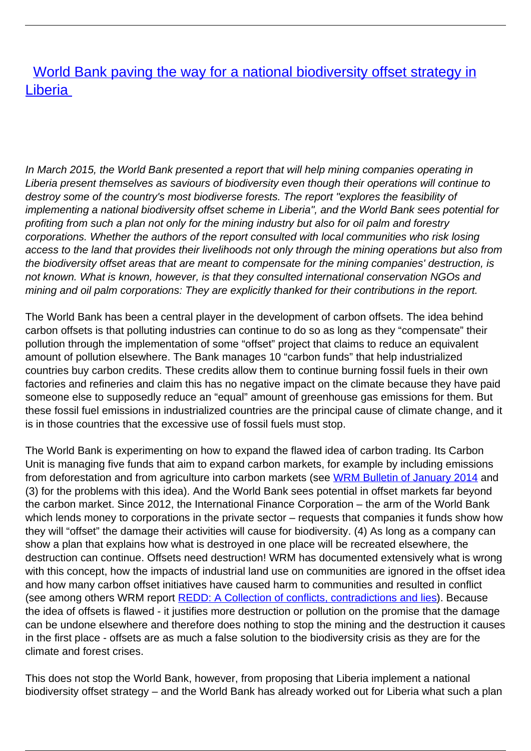# [World Bank paving the way for a national biodiversity offset strategy in Liberia](#)

*In March 2015, the World Bank presented a report that will help mining companies operating in Liberia present themselves as saviours of biodiversity even though their operations will continue to destroy some of the country's most biodiverse forests. The report "explores the feasibility of implementing a national biodiversity offset scheme in Liberia", and the World Bank sees potential for profiting from such a plan not only for the mining industry but also for oil palm and forestry corporations. Whether the authors of the report consulted with local communities who risk losing access to the land that provides their livelihoods not only through the mining operations but also from the biodiversity offset areas that are meant to compensate for the mining companies' destruction, is not known. What is known, however, is that they consulted international conservation NGOs and mining and oil palm corporations: They are explicitly thanked for their contributions in the report.*

The World Bank has been a central player in the development of carbon offsets. The idea behind carbon offsets is that polluting industries can continue to do so as long as they "compensate" their pollution through the implementation of some "offset" project that claims to reduce an equivalent amount of pollution elsewhere. The Bank manages 10 "carbon funds" that help industrialized countries buy carbon credits. These credits allow them to continue burning fossil fuels in their own factories and refineries and claim this has no negative impact on the climate because they have paid someone else to supposedly reduce an "equal" amount of greenhouse gas emissions for them. But these fossil fuel emissions in industrialized countries are the principal cause of climate change, and it is in those countries that the excessive use of fossil fuels must stop.

The World Bank is experimenting on how to expand the flawed idea of carbon trading. Its Carbon Unit is managing five funds that aim to expand carbon markets, for example by including emissions from deforestation and from agriculture into carbon markets (see [WRM Bulletin of January 2014](#) and (3) for the problems with this idea). And the World Bank sees potential in offset markets far beyond the carbon market. Since 2012, the International Finance Corporation – the arm of the World Bank which lends money to corporations in the private sector – requests that companies it funds show how they will "offset" the damage their activities will cause for biodiversity. (4) As long as a company can show a plan that explains how what is destroyed in one place will be recreated elsewhere, the destruction can continue. Offsets need destruction! WRM has documented extensively what is wrong with this concept, how the impacts of industrial land use on communities are ignored in the offset idea and how many carbon offset initiatives have caused harm to communities and resulted in conflict (see among others WRM report [REDD: A Collection of conflicts, contradictions and lies](#)). Because the idea of offsets is flawed - it justifies more destruction or pollution on the promise that the damage can be undone elsewhere and therefore does nothing to stop the mining and the destruction it causes in the first place - offsets are as much a false solution to the biodiversity crisis as they are for the climate and forest crises.

This does not stop the World Bank, however, from proposing that Liberia implement a national biodiversity offset strategy – and the World Bank has already worked out for Liberia what such a plan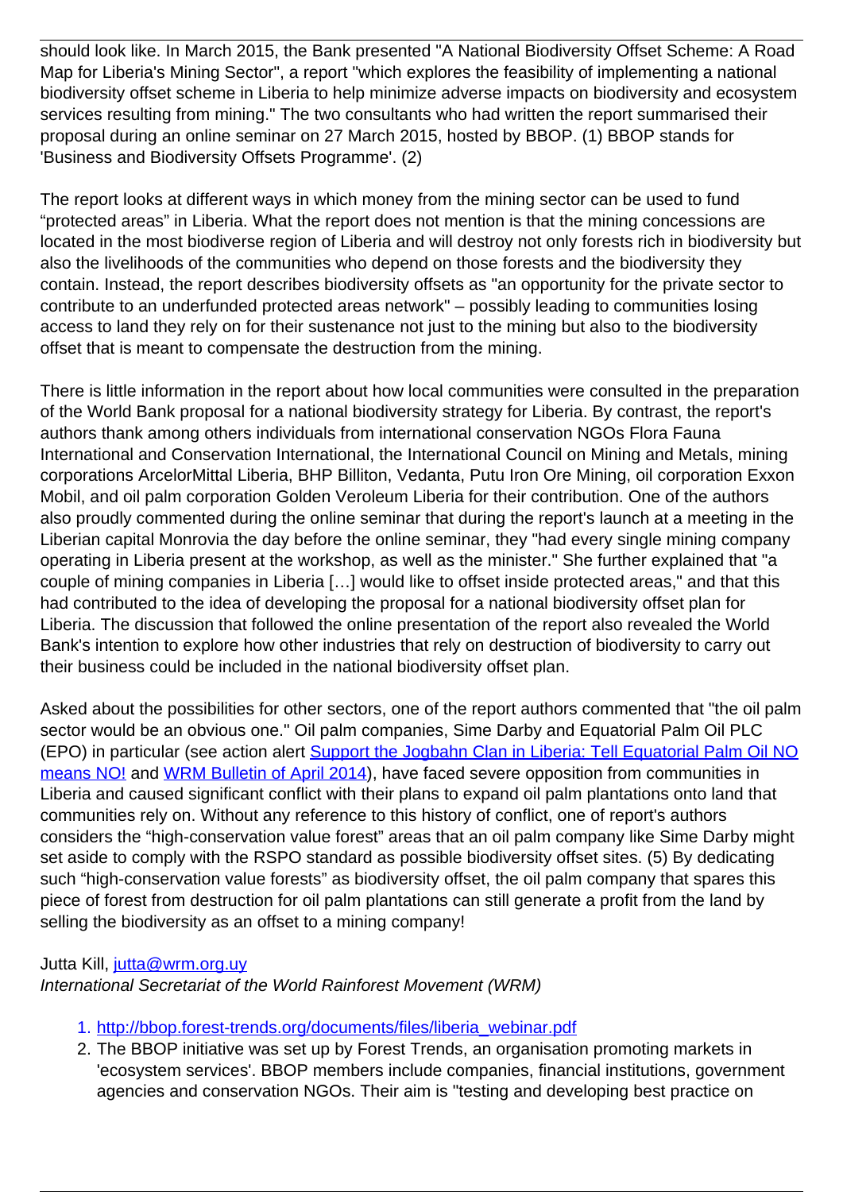should look like. In March 2015, the Bank presented "A National Biodiversity Offset Scheme: A Road Map for Liberia's Mining Sector", a report "which explores the feasibility of implementing a national biodiversity offset scheme in Liberia to help minimize adverse impacts on biodiversity and ecosystem services resulting from mining." The two consultants who had written the report summarised their proposal during an online seminar on 27 March 2015, hosted by BBOP. (1) BBOP stands for 'Business and Biodiversity Offsets Programme'. (2)

The report looks at different ways in which money from the mining sector can be used to fund "protected areas" in Liberia. What the report does not mention is that the mining concessions are located in the most biodiverse region of Liberia and will destroy not only forests rich in biodiversity but also the livelihoods of the communities who depend on those forests and the biodiversity they contain. Instead, the report describes biodiversity offsets as "an opportunity for the private sector to contribute to an underfunded protected areas network" – possibly leading to communities losing access to land they rely on for their sustenance not just to the mining but also to the biodiversity offset that is meant to compensate the destruction from the mining.

There is little information in the report about how local communities were consulted in the preparation of the World Bank proposal for a national biodiversity strategy for Liberia. By contrast, the report's authors thank among others individuals from international conservation NGOs Flora Fauna International and Conservation International, the International Council on Mining and Metals, mining corporations ArcelorMittal Liberia, BHP Billiton, Vedanta, Putu Iron Ore Mining, oil corporation Exxon Mobil, and oil palm corporation Golden Veroleum Liberia for their contribution. One of the authors also proudly commented during the online seminar that during the report's launch at a meeting in the Liberian capital Monrovia the day before the online seminar, they "had every single mining company operating in Liberia present at the workshop, as well as the minister." She further explained that "a couple of mining companies in Liberia […] would like to offset inside protected areas," and that this had contributed to the idea of developing the proposal for a national biodiversity offset plan for Liberia. The discussion that followed the online presentation of the report also revealed the World Bank's intention to explore how other industries that rely on destruction of biodiversity to carry out their business could be included in the national biodiversity offset plan.

Asked about the possibilities for other sectors, one of the report authors commented that "the oil palm sector would be an obvious one." Oil palm companies, Sime Darby and Equatorial Palm Oil PLC (EPO) in particular (see action alert [Support the Jogbahn Clan in Liberia: Tell Equatorial Palm Oil NO means NO!]() and [WRM Bulletin of April 2014]()), have faced severe opposition from communities in Liberia and caused significant conflict with their plans to expand oil palm plantations onto land that communities rely on. Without any reference to this history of conflict, one of report's authors considers the "high-conservation value forest" areas that an oil palm company like Sime Darby might set aside to comply with the RSPO standard as possible biodiversity offset sites. (5) By dedicating such "high-conservation value forests" as biodiversity offset, the oil palm company that spares this piece of forest from destruction for oil palm plantations can still generate a profit from the land by selling the biodiversity as an offset to a mining company!

Jutta Kill, [jutta@wrm.org.uy](mailto:jutta@wrm.org.uy)
*International Secretariat of the World Rainforest Movement (WRM)*

1. [http://bbop.forest-trends.org/documents/files/liberia_webinar.pdf](http://bbop.forest-trends.org/documents/files/liberia_webinar.pdf)
2. The BBOP initiative was set up by Forest Trends, an organisation promoting markets in 'ecosystem services'. BBOP members include companies, financial institutions, government agencies and conservation NGOs. Their aim is "testing and developing best practice on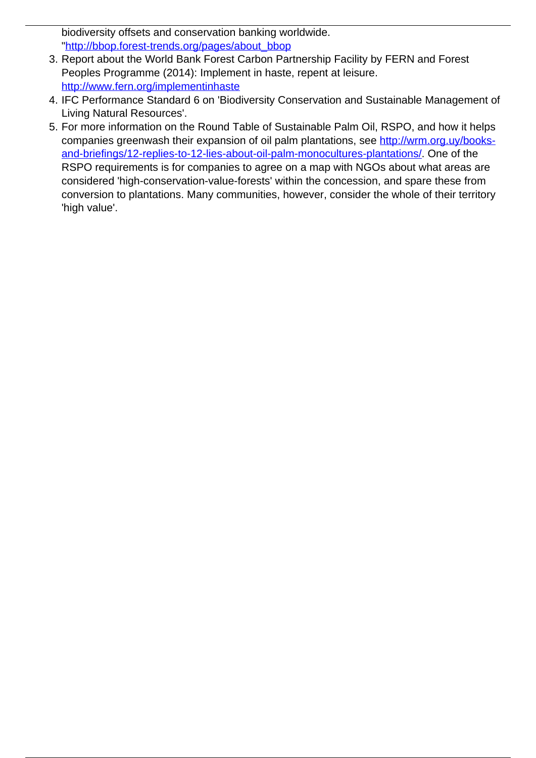biodiversity offsets and conservation banking worldwide. "http://bbop.forest-trends.org/pages/about_bbop

3. Report about the World Bank Forest Carbon Partnership Facility by FERN and Forest Peoples Programme (2014): Implement in haste, repent at leisure. http://www.fern.org/implementinhaste
4. IFC Performance Standard 6 on 'Biodiversity Conservation and Sustainable Management of Living Natural Resources'.
5. For more information on the Round Table of Sustainable Palm Oil, RSPO, and how it helps companies greenwash their expansion of oil palm plantations, see http://wrm.org.uy/books-and-briefings/12-replies-to-12-lies-about-oil-palm-monocultures-plantations/. One of the RSPO requirements is for companies to agree on a map with NGOs about what areas are considered 'high-conservation-value-forests' within the concession, and spare these from conversion to plantations. Many communities, however, consider the whole of their territory 'high value'.